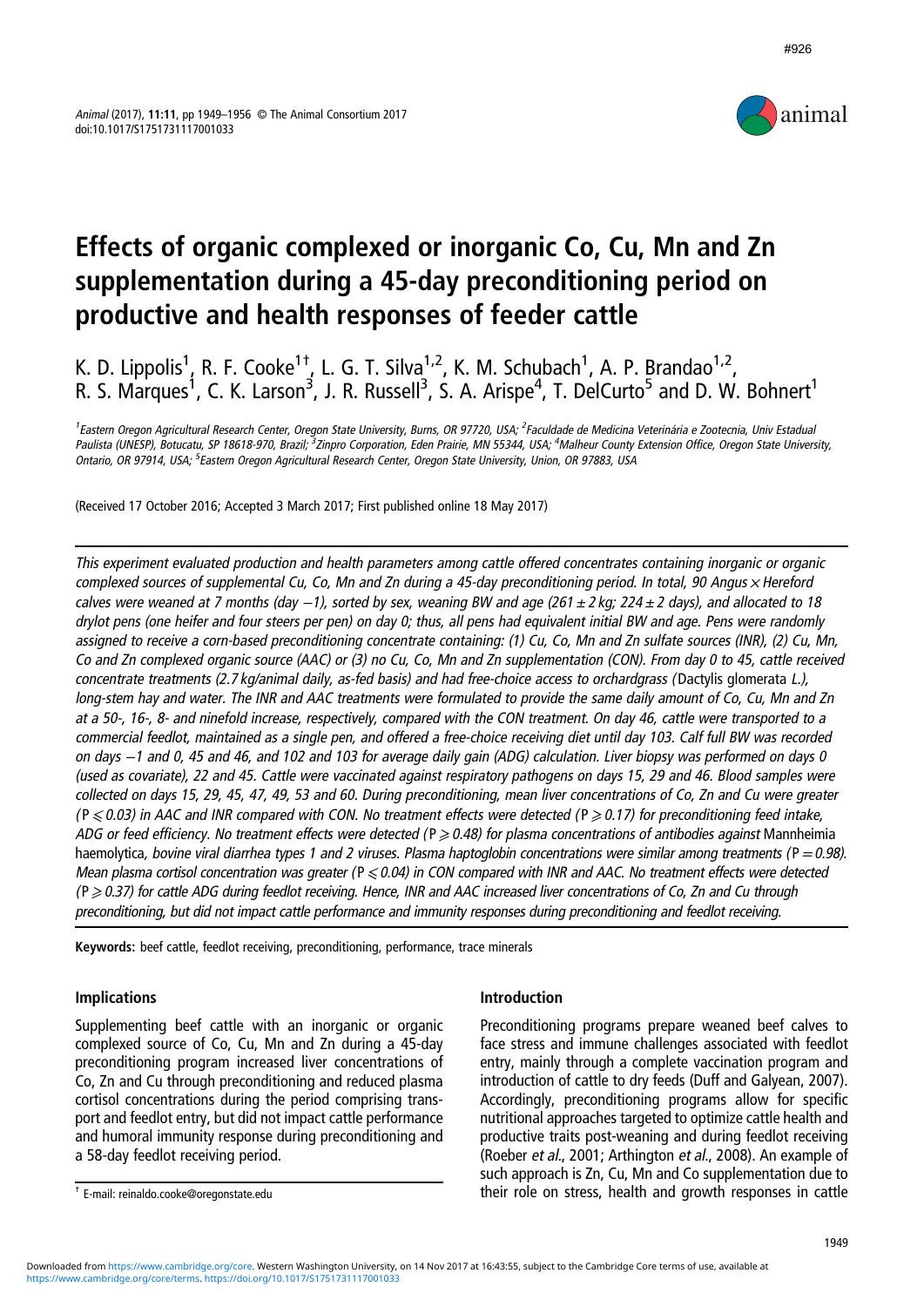# Effects of organic complexed or inorganic Co, Cu, Mn and Zn supplementation during a 45-day preconditioning period on productive and health responses of feeder cattle

K. D. Lippolis[1], R. F. Cooke[1†], L. G. T. Silva[1,2], K. M. Schubach[1], A. P. Brandao[1,2], R. S. Marques[1], C. K. Larson[3], J. R. Russell[3], S. A. Arispe[4], T. DelCurto[5] and D. W. Bohnert[1]

[1]Eastern Oregon Agricultural Research Center, Oregon State University, Burns, OR 97720, USA; [2]Faculdade de Medicina Veterinária e Zootecnia, Univ Estadual Paulista (UNESP), Botucatu, SP 18618-970, Brazil; [3]Zinpro Corporation, Eden Prairie, MN 55344, USA; [4]Malheur County Extension Office, Oregon State University, Ontario, OR 97914, USA; [5]Eastern Oregon Agricultural Research Center, Oregon State University, Union, OR 97883, USA

(Received 17 October 2016; Accepted 3 March 2017; First published online 18 May 2017)

*This experiment evaluated production and health parameters among cattle offered concentrates containing inorganic or organic complexed sources of supplemental Cu, Co, Mn and Zn during a 45-day preconditioning period. In total, 90 Angus × Hereford calves were weaned at 7 months (day −1), sorted by sex, weaning BW and age (261 ± 2 kg; 224 ± 2 days), and allocated to 18 drylot pens (one heifer and four steers per pen) on day 0; thus, all pens had equivalent initial BW and age. Pens were randomly assigned to receive a corn-based preconditioning concentrate containing: (1) Cu, Co, Mn and Zn sulfate sources (INR), (2) Cu, Mn, Co and Zn complexed organic source (AAC) or (3) no Cu, Co, Mn and Zn supplementation (CON). From day 0 to 45, cattle received concentrate treatments (2.7 kg/animal daily, as-fed basis) and had free-choice access to orchardgrass (*Dactylis glomerata *L.), long-stem hay and water. The INR and AAC treatments were formulated to provide the same daily amount of Co, Cu, Mn and Zn at a 50-, 16-, 8- and ninefold increase, respectively, compared with the CON treatment. On day 46, cattle were transported to a commercial feedlot, maintained as a single pen, and offered a free-choice receiving diet until day 103. Calf full BW was recorded on days −1 and 0, 45 and 46, and 102 and 103 for average daily gain (ADG) calculation. Liver biopsy was performed on days 0 (used as covariate), 22 and 45. Cattle were vaccinated against respiratory pathogens on days 15, 29 and 46. Blood samples were collected on days 15, 29, 45, 47, 49, 53 and 60. During preconditioning, mean liver concentrations of Co, Zn and Cu were greater ($P \leqslant 0.03$) in AAC and INR compared with CON. No treatment effects were detected ($P \geqslant 0.17$) for preconditioning feed intake, ADG or feed efficiency. No treatment effects were detected ($P \geqslant 0.48$) for plasma concentrations of antibodies against *Mannheimia *haemolytica*, bovine viral diarrhea types 1 and 2 viruses. Plasma haptoglobin concentrations were similar among treatments ($P = 0.98$). Mean plasma cortisol concentration was greater ($P \leqslant 0.04$) in CON compared with INR and AAC. No treatment effects were detected ($P \geqslant 0.37$) for cattle ADG during feedlot receiving. Hence, INR and AAC increased liver concentrations of Co, Zn and Cu through preconditioning, but did not impact cattle performance and immunity responses during preconditioning and feedlot receiving.*

**Keywords:** beef cattle, feedlot receiving, preconditioning, performance, trace minerals

## Implications

Supplementing beef cattle with an inorganic or organic complexed source of Co, Cu, Mn and Zn during a 45-day preconditioning program increased liver concentrations of Co, Zn and Cu through preconditioning and reduced plasma cortisol concentrations during the period comprising transport and feedlot entry, but did not impact cattle performance and humoral immunity response during preconditioning and a 58-day feedlot receiving period.

## Introduction

Preconditioning programs prepare weaned beef calves to face stress and immune challenges associated with feedlot entry, mainly through a complete vaccination program and introduction of cattle to dry feeds (Duff and Galyean, 2007). Accordingly, preconditioning programs allow for specific nutritional approaches targeted to optimize cattle health and productive traits post-weaning and during feedlot receiving (Roeber *et al*., 2001; Arthington *et al*., 2008). An example of such approach is Zn, Cu, Mn and Co supplementation due to their role on stress, health and growth responses in cattle

† E-mail: reinaldo.cooke@oregonstate.edu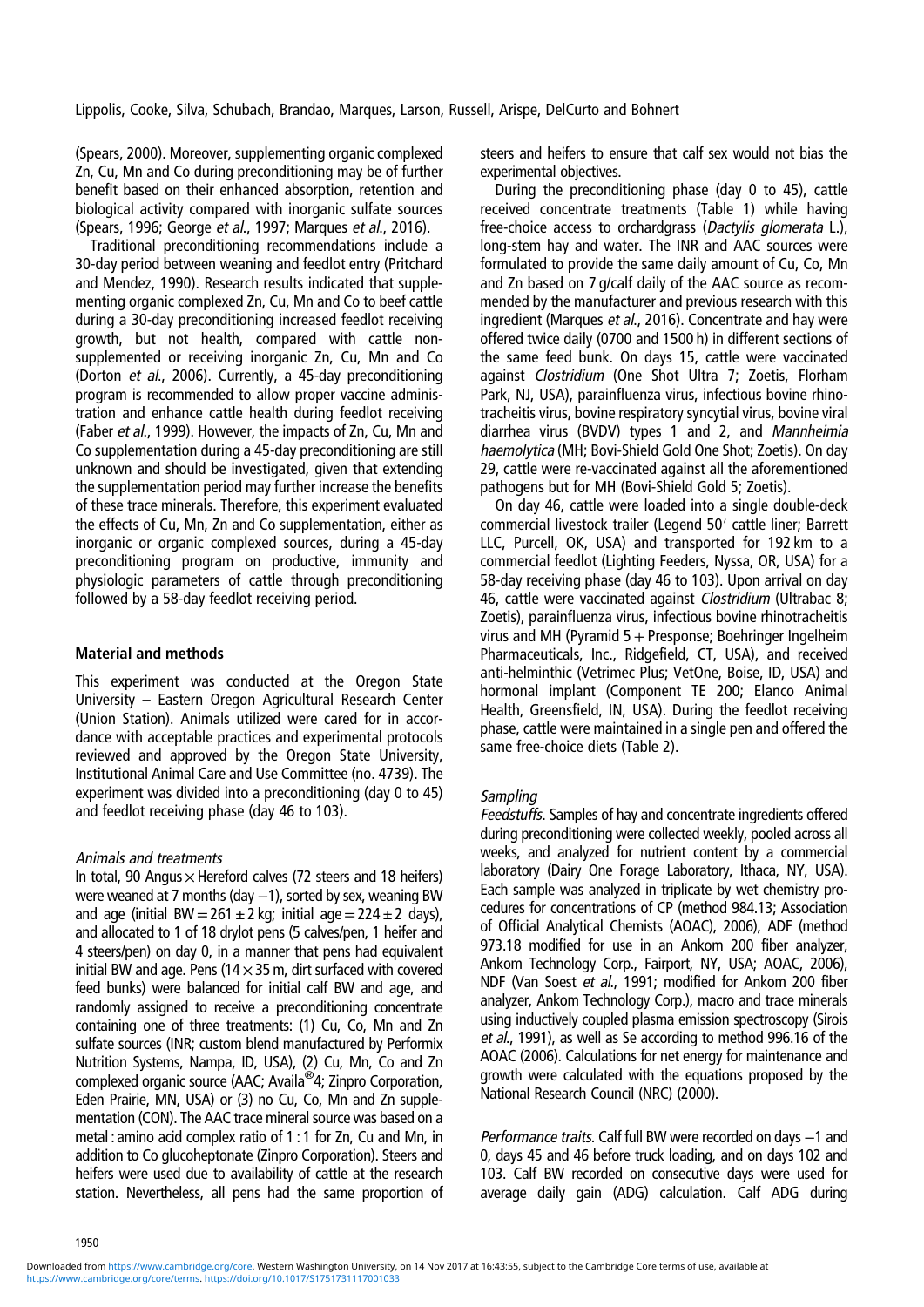(Spears, 2000). Moreover, supplementing organic complexed Zn, Cu, Mn and Co during preconditioning may be of further benefit based on their enhanced absorption, retention and biological activity compared with inorganic sulfate sources (Spears, 1996; George *et al.*, 1997; Marques *et al.*, 2016).

Traditional preconditioning recommendations include a 30-day period between weaning and feedlot entry (Pritchard and Mendez, 1990). Research results indicated that supplementing organic complexed Zn, Cu, Mn and Co to beef cattle during a 30-day preconditioning increased feedlot receiving growth, but not health, compared with cattle non-supplemented or receiving inorganic Zn, Cu, Mn and Co (Dorton *et al.*, 2006). Currently, a 45-day preconditioning program is recommended to allow proper vaccine administration and enhance cattle health during feedlot receiving (Faber *et al.*, 1999). However, the impacts of Zn, Cu, Mn and Co supplementation during a 45-day preconditioning are still unknown and should be investigated, given that extending the supplementation period may further increase the benefits of these trace minerals. Therefore, this experiment evaluated the effects of Cu, Mn, Zn and Co supplementation, either as inorganic or organic complexed sources, during a 45-day preconditioning program on productive, immunity and physiologic parameters of cattle through preconditioning followed by a 58-day feedlot receiving period.

## Material and methods

This experiment was conducted at the Oregon State University – Eastern Oregon Agricultural Research Center (Union Station). Animals utilized were cared for in accordance with acceptable practices and experimental protocols reviewed and approved by the Oregon State University, Institutional Animal Care and Use Committee (no. 4739). The experiment was divided into a preconditioning (day 0 to 45) and feedlot receiving phase (day 46 to 103).

### *Animals and treatments*

In total, 90 Angus × Hereford calves (72 steers and 18 heifers) were weaned at 7 months (day −1), sorted by sex, weaning BW and age (initial BW = 261 ± 2 kg; initial age = 224 ± 2 days), and allocated to 1 of 18 drylot pens (5 calves/pen, 1 heifer and 4 steers/pen) on day 0, in a manner that pens had equivalent initial BW and age. Pens (14 × 35 m, dirt surfaced with covered feed bunks) were balanced for initial calf BW and age, and randomly assigned to receive a preconditioning concentrate containing one of three treatments: (1) Cu, Co, Mn and Zn sulfate sources (INR; custom blend manufactured by Performix Nutrition Systems, Nampa, ID, USA), (2) Cu, Mn, Co and Zn complexed organic source (AAC; Availa®4; Zinpro Corporation, Eden Prairie, MN, USA) or (3) no Cu, Co, Mn and Zn supplementation (CON). The AAC trace mineral source was based on a metal : amino acid complex ratio of 1 : 1 for Zn, Cu and Mn, in addition to Co glucoheptonate (Zinpro Corporation). Steers and heifers were used due to availability of cattle at the research station. Nevertheless, all pens had the same proportion of steers and heifers to ensure that calf sex would not bias the experimental objectives.

During the preconditioning phase (day 0 to 45), cattle received concentrate treatments (Table 1) while having free-choice access to orchardgrass (*Dactylis glomerata* L.), long-stem hay and water. The INR and AAC sources were formulated to provide the same daily amount of Cu, Co, Mn and Zn based on 7 g/calf daily of the AAC source as recommended by the manufacturer and previous research with this ingredient (Marques *et al.*, 2016). Concentrate and hay were offered twice daily (0700 and 1500 h) in different sections of the same feed bunk. On days 15, cattle were vaccinated against *Clostridium* (One Shot Ultra 7; Zoetis, Florham Park, NJ, USA), parainfluenza virus, infectious bovine rhinotracheitis virus, bovine respiratory syncytial virus, bovine viral diarrhea virus (BVDV) types 1 and 2, and *Mannheimia haemolytica* (MH; Bovi-Shield Gold One Shot; Zoetis). On day 29, cattle were re-vaccinated against all the aforementioned pathogens but for MH (Bovi-Shield Gold 5; Zoetis).

On day 46, cattle were loaded into a single double-deck commercial livestock trailer (Legend 50′ cattle liner; Barrett LLC, Purcell, OK, USA) and transported for 192 km to a commercial feedlot (Lighting Feeders, Nyssa, OR, USA) for a 58-day receiving phase (day 46 to 103). Upon arrival on day 46, cattle were vaccinated against *Clostridium* (Ultrabac 8; Zoetis), parainfluenza virus, infectious bovine rhinotracheitis virus and MH (Pyramid 5 + Presponse; Boehringer Ingelheim Pharmaceuticals, Inc., Ridgefield, CT, USA), and received anti-helminthic (Vetrimec Plus; VetOne, Boise, ID, USA) and hormonal implant (Component TE 200; Elanco Animal Health, Greensfield, IN, USA). During the feedlot receiving phase, cattle were maintained in a single pen and offered the same free-choice diets (Table 2).

### *Sampling*

*Feedstuffs.* Samples of hay and concentrate ingredients offered during preconditioning were collected weekly, pooled across all weeks, and analyzed for nutrient content by a commercial laboratory (Dairy One Forage Laboratory, Ithaca, NY, USA). Each sample was analyzed in triplicate by wet chemistry procedures for concentrations of CP (method 984.13; Association of Official Analytical Chemists (AOAC), 2006), ADF (method 973.18 modified for use in an Ankom 200 fiber analyzer, Ankom Technology Corp., Fairport, NY, USA; AOAC, 2006), NDF (Van Soest *et al.*, 1991; modified for Ankom 200 fiber analyzer, Ankom Technology Corp.), macro and trace minerals using inductively coupled plasma emission spectroscopy (Sirois *et al.*, 1991), as well as Se according to method 996.16 of the AOAC (2006). Calculations for net energy for maintenance and growth were calculated with the equations proposed by the National Research Council (NRC) (2000).

*Performance traits.* Calf full BW were recorded on days −1 and 0, days 45 and 46 before truck loading, and on days 102 and 103. Calf BW recorded on consecutive days were used for average daily gain (ADG) calculation. Calf ADG during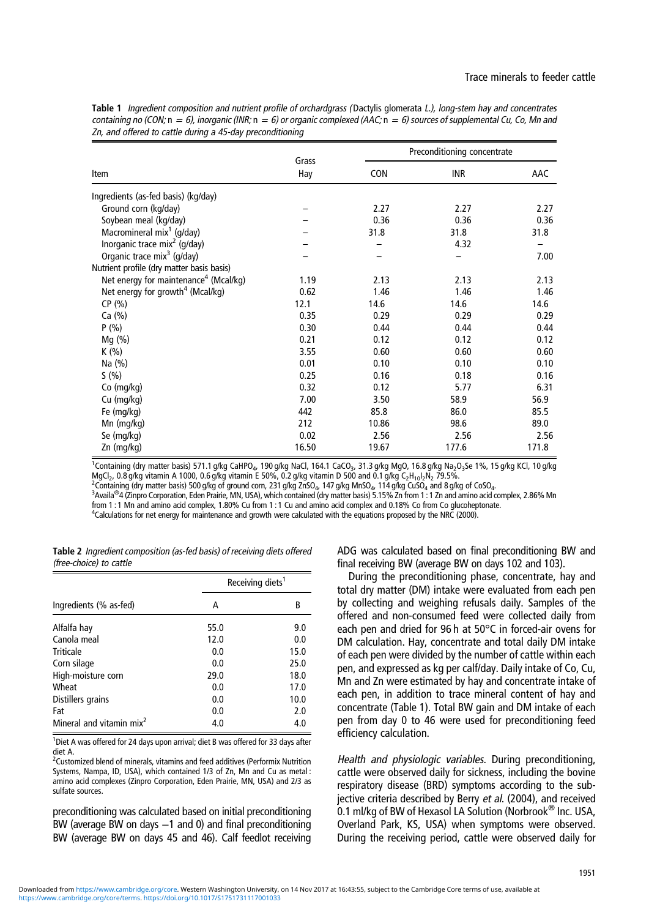**Table 1** *Ingredient composition and nutrient profile of orchardgrass (*Dactylis glomerata *L.), long-stem hay and concentrates containing no (CON;* n = 6*), inorganic (INR;* n = 6*) or organic complexed (AAC;* n = 6*) sources of supplemental Cu, Co, Mn and Zn, and offered to cattle during a 45-day preconditioning*

| Item | Grass Hay | Preconditioning concentrate | | |
|---|---|---|---|---|
| | | CON | INR | AAC |
| Ingredients (as-fed basis) (kg/day) | | | | |
| Ground corn (kg/day) | – | 2.27 | 2.27 | 2.27 |
| Soybean meal (kg/day) | – | 0.36 | 0.36 | 0.36 |
| Macromineral mix[1] (g/day) | – | 31.8 | 31.8 | 31.8 |
| Inorganic trace mix[2] (g/day) | – | – | 4.32 | – |
| Organic trace mix[3] (g/day) | – | – | – | 7.00 |
| Nutrient profile (dry matter basis basis) | | | | |
| Net energy for maintenance[4] (Mcal/kg) | 1.19 | 2.13 | 2.13 | 2.13 |
| Net energy for growth[4] (Mcal/kg) | 0.62 | 1.46 | 1.46 | 1.46 |
| CP (%) | 12.1 | 14.6 | 14.6 | 14.6 |
| Ca (%) | 0.35 | 0.29 | 0.29 | 0.29 |
| P (%) | 0.30 | 0.44 | 0.44 | 0.44 |
| Mg (%) | 0.21 | 0.12 | 0.12 | 0.12 |
| K (%) | 3.55 | 0.60 | 0.60 | 0.60 |
| Na (%) | 0.01 | 0.10 | 0.10 | 0.10 |
| S (%) | 0.25 | 0.16 | 0.18 | 0.16 |
| Co (mg/kg) | 0.32 | 0.12 | 5.77 | 6.31 |
| Cu (mg/kg) | 7.00 | 3.50 | 58.9 | 56.9 |
| Fe (mg/kg) | 442 | 85.8 | 86.0 | 85.5 |
| Mn (mg/kg) | 212 | 10.86 | 98.6 | 89.0 |
| Se (mg/kg) | 0.02 | 2.56 | 2.56 | 2.56 |
| Zn (mg/kg) | 16.50 | 19.67 | 177.6 | 171.8 |

[1]Containing (dry matter basis) 571.1 g/kg $CaHPO_4$, 190 g/kg NaCl, 164.1 $CaCO_3$, 31.3 g/kg MgO, 16.8 g/kg $Na_2O_3Se$ 1%, 15 g/kg KCl, 10 g/kg $MgCl_2$, 0.8 g/kg vitamin A 1000, 0.6 g/kg vitamin E 50%, 0.2 g/kg vitamin D 500 and 0.1 g/kg $C_2H_{10}I_2N_2$ 79.5%.
[2]Containing (dry matter basis) 500 g/kg of ground corn, 231 g/kg $ZnSO_4$, 147 g/kg $MnSO_4$, 114 g/kg $CuSO_4$ and 8 g/kg of $CoSO_4$.
[3]Availa®4 (Zinpro Corporation, Eden Prairie, MN, USA), which contained (dry matter basis) 5.15% Zn from 1 : 1 Zn and amino acid complex, 2.86% Mn from 1 : 1 Mn and amino acid complex, 1.80% Cu from 1 : 1 Cu and amino acid complex and 0.18% Co from Co glucoheptonate.
[4]Calculations for net energy for maintenance and growth were calculated with the equations proposed by the NRC (2000).

**Table 2** *Ingredient composition (as-fed basis) of receiving diets offered (free-choice) to cattle*

| Ingredients (% as-fed) | Receiving diets[1] | |
|---|---|---|
| | A | B |
| Alfalfa hay | 55.0 | 9.0 |
| Canola meal | 12.0 | 0.0 |
| Triticale | 0.0 | 15.0 |
| Corn silage | 0.0 | 25.0 |
| High-moisture corn | 29.0 | 18.0 |
| Wheat | 0.0 | 17.0 |
| Distillers grains | 0.0 | 10.0 |
| Fat | 0.0 | 2.0 |
| Mineral and vitamin mix[2] | 4.0 | 4.0 |

[1]Diet A was offered for 24 days upon arrival; diet B was offered for 33 days after diet A.
[2]Customized blend of minerals, vitamins and feed additives (Performix Nutrition Systems, Nampa, ID, USA), which contained 1/3 of Zn, Mn and Cu as metal : amino acid complexes (Zinpro Corporation, Eden Prairie, MN, USA) and 2/3 as sulfate sources.

preconditioning was calculated based on initial preconditioning BW (average BW on days −1 and 0) and final preconditioning BW (average BW on days 45 and 46). Calf feedlot receiving ADG was calculated based on final preconditioning BW and final receiving BW (average BW on days 102 and 103).

During the preconditioning phase, concentrate, hay and total dry matter (DM) intake were evaluated from each pen by collecting and weighing refusals daily. Samples of the offered and non-consumed feed were collected daily from each pen and dried for 96 h at 50°C in forced-air ovens for DM calculation. Hay, concentrate and total daily DM intake of each pen were divided by the number of cattle within each pen, and expressed as kg per calf/day. Daily intake of Co, Cu, Mn and Zn were estimated by hay and concentrate intake of each pen, in addition to trace mineral content of hay and concentrate (Table 1). Total BW gain and DM intake of each pen from day 0 to 46 were used for preconditioning feed efficiency calculation.

*Health and physiologic variables.* During preconditioning, cattle were observed daily for sickness, including the bovine respiratory disease (BRD) symptoms according to the subjective criteria described by Berry *et al.* (2004), and received 0.1 ml/kg of BW of Hexasol LA Solution (Norbrook® Inc. USA, Overland Park, KS, USA) when symptoms were observed. During the receiving period, cattle were observed daily for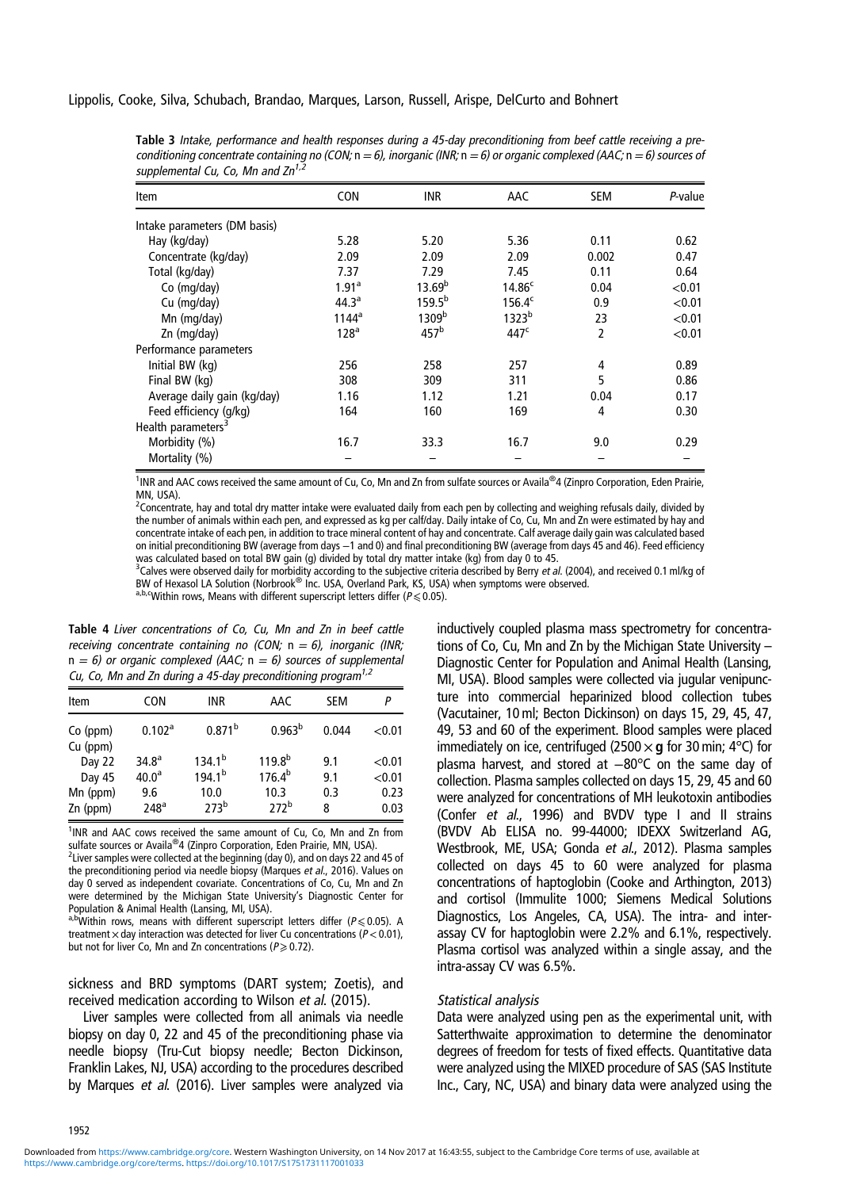**Table 3** *Intake, performance and health responses during a 45-day preconditioning from beef cattle receiving a preconditioning concentrate containing no (CON;* n = 6*), inorganic (INR;* n = 6*) or organic complexed (AAC;* n = 6*) sources of supplemental Cu, Co, Mn and Zn*[1,2]

| Item | CON | INR | AAC | SEM | *P*-value |
|---|---|---|---|---|---|
| Intake parameters (DM basis) | | | | | |
| Hay (kg/day) | 5.28 | 5.20 | 5.36 | 0.11 | 0.62 |
| Concentrate (kg/day) | 2.09 | 2.09 | 2.09 | 0.002 | 0.47 |
| Total (kg/day) | 7.37 | 7.29 | 7.45 | 0.11 | 0.64 |
| Co (mg/day) | 1.91[a] | 13.69[b] | 14.86[c] | 0.04 | <0.01 |
| Cu (mg/day) | 44.3[a] | 159.5[b] | 156.4[c] | 0.9 | <0.01 |
| Mn (mg/day) | 1144[a] | 1309[b] | 1323[b] | 23 | <0.01 |
| Zn (mg/day) | 128[a] | 457[b] | 447[c] | 2 | <0.01 |
| Performance parameters | | | | | |
| Initial BW (kg) | 256 | 258 | 257 | 4 | 0.89 |
| Final BW (kg) | 308 | 309 | 311 | 5 | 0.86 |
| Average daily gain (kg/day) | 1.16 | 1.12 | 1.21 | 0.04 | 0.17 |
| Feed efficiency (g/kg) | 164 | 160 | 169 | 4 | 0.30 |
| Health parameters[3] | | | | | |
| Morbidity (%) | 16.7 | 33.3 | 16.7 | 9.0 | 0.29 |
| Mortality (%) | – | – | – | – | – |

[1]INR and AAC cows received the same amount of Cu, Co, Mn and Zn from sulfate sources or Availa®4 (Zinpro Corporation, Eden Prairie, MN, USA).
[2]Concentrate, hay and total dry matter intake were evaluated daily from each pen by collecting and weighing refusals daily, divided by the number of animals within each pen, and expressed as kg per calf/day. Daily intake of Co, Cu, Mn and Zn were estimated by hay and concentrate intake of each pen, in addition to trace mineral content of hay and concentrate. Calf average daily gain was calculated based on initial preconditioning BW (average from days −1 and 0) and final preconditioning BW (average from days 45 and 46). Feed efficiency was calculated based on total BW gain (g) divided by total dry matter intake (kg) from day 0 to 45.
[3]Calves were observed daily for morbidity according to the subjective criteria described by Berry *et al.* (2004), and received 0.1 ml/kg of BW of Hexasol LA Solution (Norbrook® Inc. USA, Overland Park, KS, USA) when symptoms were observed.
[a,b,c]Within rows, Means with different superscript letters differ ($P \leqslant 0.05$).

**Table 4** *Liver concentrations of Co, Cu, Mn and Zn in beef cattle receiving concentrate containing no (CON;* n = 6*), inorganic (INR;* n = 6*) or organic complexed (AAC;* n = 6*) sources of supplemental Cu, Co, Mn and Zn during a 45-day preconditioning program*[1,2]

| Item | CON | INR | AAC | SEM | *P* |
|---|---|---|---|---|---|
| Co (ppm) | 0.102[a] | 0.871[b] | 0.963[b] | 0.044 | <0.01 |
| Cu (ppm) | | | | | |
| Day 22 | 34.8[a] | 134.1[b] | 119.8[b] | 9.1 | <0.01 |
| Day 45 | 40.0[a] | 194.1[b] | 176.4[b] | 9.1 | <0.01 |
| Mn (ppm) | 9.6 | 10.0 | 10.3 | 0.3 | 0.23 |
| Zn (ppm) | 248[a] | 273[b] | 272[b] | 8 | 0.03 |

[1]INR and AAC cows received the same amount of Cu, Co, Mn and Zn from sulfate sources or Availa®4 (Zinpro Corporation, Eden Prairie, MN, USA).
[2]Liver samples were collected at the beginning (day 0), and on days 22 and 45 of the preconditioning period via needle biopsy (Marques *et al.*, 2016). Values on day 0 served as independent covariate. Concentrations of Co, Cu, Mn and Zn were determined by the Michigan State University's Diagnostic Center for Population & Animal Health (Lansing, MI, USA).
[a,b]Within rows, means with different superscript letters differ ($P \leqslant 0.05$). A treatment × day interaction was detected for liver Cu concentrations ($P < 0.01$), but not for liver Co, Mn and Zn concentrations ($P \geqslant 0.72$).

sickness and BRD symptoms (DART system; Zoetis), and received medication according to Wilson *et al.* (2015).

Liver samples were collected from all animals via needle biopsy on day 0, 22 and 45 of the preconditioning phase via needle biopsy (Tru-Cut biopsy needle; Becton Dickinson, Franklin Lakes, NJ, USA) according to the procedures described by Marques *et al.* (2016). Liver samples were analyzed via inductively coupled plasma mass spectrometry for concentrations of Co, Cu, Mn and Zn by the Michigan State University – Diagnostic Center for Population and Animal Health (Lansing, MI, USA). Blood samples were collected via jugular venipuncture into commercial heparinized blood collection tubes (Vacutainer, 10 ml; Becton Dickinson) on days 15, 29, 45, 47, 49, 53 and 60 of the experiment. Blood samples were placed immediately on ice, centrifuged (2500 × **g** for 30 min; 4°C) for plasma harvest, and stored at −80°C on the same day of collection. Plasma samples collected on days 15, 29, 45 and 60 were analyzed for concentrations of MH leukotoxin antibodies (Confer *et al.*, 1996) and BVDV type I and II strains (BVDV Ab ELISA no. 99-44000; IDEXX Switzerland AG, Westbrook, ME, USA; Gonda *et al.*, 2012). Plasma samples collected on days 45 to 60 were analyzed for plasma concentrations of haptoglobin (Cooke and Arthington, 2013) and cortisol (Immulite 1000; Siemens Medical Solutions Diagnostics, Los Angeles, CA, USA). The intra- and inter-assay CV for haptoglobin were 2.2% and 6.1%, respectively. Plasma cortisol was analyzed within a single assay, and the intra-assay CV was 6.5%.

### *Statistical analysis*

Data were analyzed using pen as the experimental unit, with Satterthwaite approximation to determine the denominator degrees of freedom for tests of fixed effects. Quantitative data were analyzed using the MIXED procedure of SAS (SAS Institute Inc., Cary, NC, USA) and binary data were analyzed using the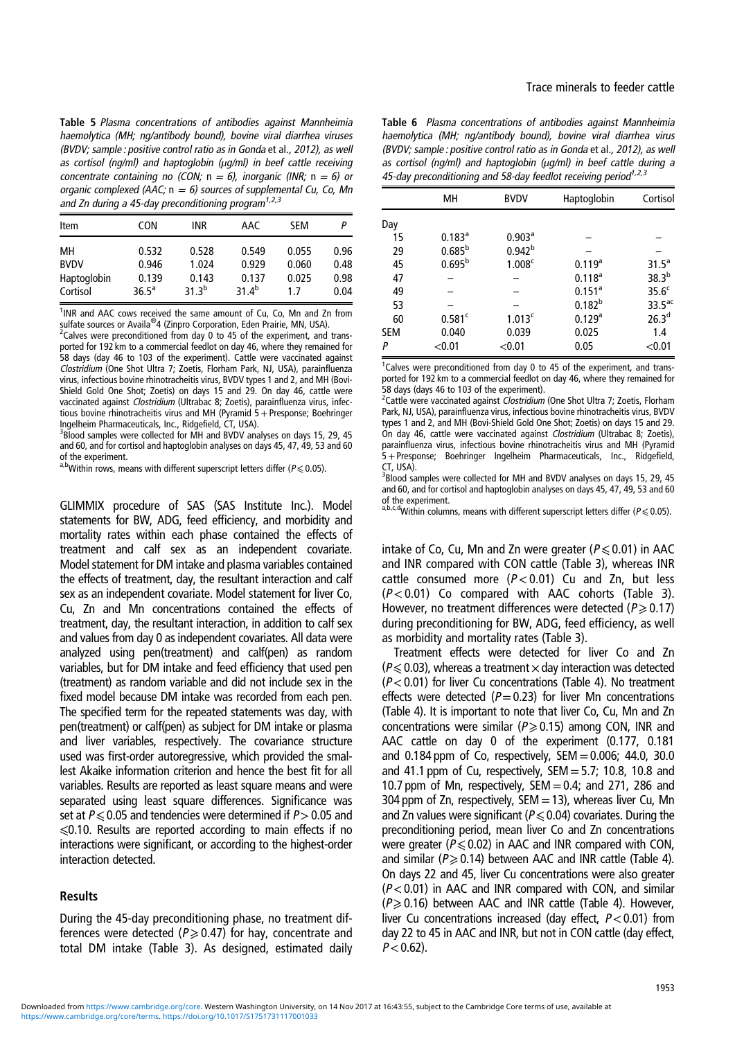**Table 5** *Plasma concentrations of antibodies against Mannheimia haemolytica (MH; ng/antibody bound), bovine viral diarrhea viruses (BVDV; sample : positive control ratio as in Gonda* et al.*, 2012), as well as cortisol (ng/ml) and haptoglobin (μg/ml) in beef cattle receiving concentrate containing no (CON; n = 6), inorganic (INR; n = 6) or organic complexed (AAC; n = 6) sources of supplemental Cu, Co, Mn and Zn during a 45-day preconditioning program*[1,2,3]

| Item | CON | INR | AAC | SEM | P |
|---|---|---|---|---|---|
| MH | 0.532 | 0.528 | 0.549 | 0.055 | 0.96 |
| BVDV | 0.946 | 1.024 | 0.929 | 0.060 | 0.48 |
| Haptoglobin | 0.139 | 0.143 | 0.137 | 0.025 | 0.98 |
| Cortisol | 36.5[a] | 31.3[b] | 31.4[b] | 1.7 | 0.04 |

[1]INR and AAC cows received the same amount of Cu, Co, Mn and Zn from sulfate sources or Availa®4 (Zinpro Corporation, Eden Prairie, MN, USA).
[2]Calves were preconditioned from day 0 to 45 of the experiment, and transported for 192 km to a commercial feedlot on day 46, where they remained for 58 days (day 46 to 103 of the experiment). Cattle were vaccinated against *Clostridium* (One Shot Ultra 7; Zoetis, Florham Park, NJ, USA), parainfluenza virus, infectious bovine rhinotracheitis virus, BVDV types 1 and 2, and MH (Bovi-Shield Gold One Shot; Zoetis) on days 15 and 29. On day 46, cattle were vaccinated against *Clostridium* (Ultrabac 8; Zoetis), parainfluenza virus, infectious bovine rhinotracheitis virus and MH (Pyramid 5 + Presponse; Boehringer Ingelheim Pharmaceuticals, Inc., Ridgefield, CT, USA).
[3]Blood samples were collected for MH and BVDV analyses on days 15, 29, 45 and 60, and for cortisol and haptoglobin analyses on days 45, 47, 49, 53 and 60 of the experiment.
[a,b]Within rows, means with different superscript letters differ ($P \leqslant 0.05$).

GLIMMIX procedure of SAS (SAS Institute Inc.). Model statements for BW, ADG, feed efficiency, and morbidity and mortality rates within each phase contained the effects of treatment and calf sex as an independent covariate. Model statement for DM intake and plasma variables contained the effects of treatment, day, the resultant interaction and calf sex as an independent covariate. Model statement for liver Co, Cu, Zn and Mn concentrations contained the effects of treatment, day, the resultant interaction, in addition to calf sex and values from day 0 as independent covariates. All data were analyzed using pen(treatment) and calf(pen) as random variables, but for DM intake and feed efficiency that used pen (treatment) as random variable and did not include sex in the fixed model because DM intake was recorded from each pen. The specified term for the repeated statements was day, with pen(treatment) or calf(pen) as subject for DM intake or plasma and liver variables, respectively. The covariance structure used was first-order autoregressive, which provided the smallest Akaike information criterion and hence the best fit for all variables. Results are reported as least square means and were separated using least square differences. Significance was set at $P \leqslant 0.05$ and tendencies were determined if $P > 0.05$ and $\leqslant 0.10$. Results are reported according to main effects if no interactions were significant, or according to the highest-order interaction detected.

## Results

During the 45-day preconditioning phase, no treatment differences were detected ($P \geqslant 0.47$) for hay, concentrate and total DM intake (Table 3). As designed, estimated daily intake of Co, Cu, Mn and Zn were greater ($P \leqslant 0.01$) in AAC and INR compared with CON cattle (Table 3), whereas INR cattle consumed more ($P < 0.01$) Cu and Zn, but less ($P < 0.01$) Co compared with AAC cohorts (Table 3). However, no treatment differences were detected ($P \geqslant 0.17$) during preconditioning for BW, ADG, feed efficiency, as well as morbidity and mortality rates (Table 3).

Treatment effects were detected for liver Co and Zn ($P \leqslant 0.03$), whereas a treatment × day interaction was detected ($P < 0.01$) for liver Cu concentrations (Table 4). No treatment effects were detected ($P = 0.23$) for liver Mn concentrations (Table 4). It is important to note that liver Co, Cu, Mn and Zn concentrations were similar ($P \geqslant 0.15$) among CON, INR and AAC cattle on day 0 of the experiment (0.177, 0.181 and 0.184 ppm of Co, respectively, SEM = 0.006; 44.0, 30.0 and 41.1 ppm of Cu, respectively, SEM = 5.7; 10.8, 10.8 and 10.7 ppm of Mn, respectively, SEM = 0.4; and 271, 286 and 304 ppm of Zn, respectively, SEM = 13), whereas liver Cu, Mn and Zn values were significant ($P \leqslant 0.04$) covariates. During the preconditioning period, mean liver Co and Zn concentrations were greater ($P \leqslant 0.02$) in AAC and INR compared with CON, and similar ($P \geqslant 0.14$) between AAC and INR cattle (Table 4). On days 22 and 45, liver Cu concentrations were also greater ($P < 0.01$) in AAC and INR compared with CON, and similar ($P \geqslant 0.16$) between AAC and INR cattle (Table 4). However, liver Cu concentrations increased (day effect, $P < 0.01$) from day 22 to 45 in AAC and INR, but not in CON cattle (day effect, $P < 0.62$).

**Table 6** *Plasma concentrations of antibodies against Mannheimia haemolytica (MH; ng/antibody bound), bovine viral diarrhea virus (BVDV; sample : positive control ratio as in Gonda* et al.*, 2012), as well as cortisol (ng/ml) and haptoglobin (μg/ml) in beef cattle during a 45-day preconditioning and 58-day feedlot receiving period*[1,2,3]

| | MH | BVDV | Haptoglobin | Cortisol |
|---|---|---|---|---|
| Day | | | | |
| 15 | 0.183[a] | 0.903[a] | – | – |
| 29 | 0.685[b] | 0.942[b] | – | – |
| 45 | 0.695[b] | 1.008[c] | 0.119[a] | 31.5[a] |
| 47 | – | – | 0.118[a] | 38.3[b] |
| 49 | – | – | 0.151[a] | 35.6[c] |
| 53 | – | – | 0.182[b] | 33.5[ac] |
| 60 | 0.581[c] | 1.013[c] | 0.129[a] | 26.3[d] |
| SEM | 0.040 | 0.039 | 0.025 | 1.4 |
| P | <0.01 | <0.01 | 0.05 | <0.01 |

[1]Calves were preconditioned from day 0 to 45 of the experiment, and transported for 192 km to a commercial feedlot on day 46, where they remained for 58 days (days 46 to 103 of the experiment).
[2]Cattle were vaccinated against *Clostridium* (One Shot Ultra 7; Zoetis, Florham Park, NJ, USA), parainfluenza virus, infectious bovine rhinotracheitis virus, BVDV types 1 and 2, and MH (Bovi-Shield Gold One Shot; Zoetis) on days 15 and 29. On day 46, cattle were vaccinated against *Clostridium* (Ultrabac 8; Zoetis), parainfluenza virus, infectious bovine rhinotracheitis virus and MH (Pyramid 5 + Presponse; Boehringer Ingelheim Pharmaceuticals, Inc., Ridgefield, CT, USA).
[3]Blood samples were collected for MH and BVDV analyses on days 15, 29, 45 and 60, and for cortisol and haptoglobin analyses on days 45, 47, 49, 53 and 60 of the experiment.
[a,b,c,d]Within columns, means with different superscript letters differ ($P \leqslant 0.05$).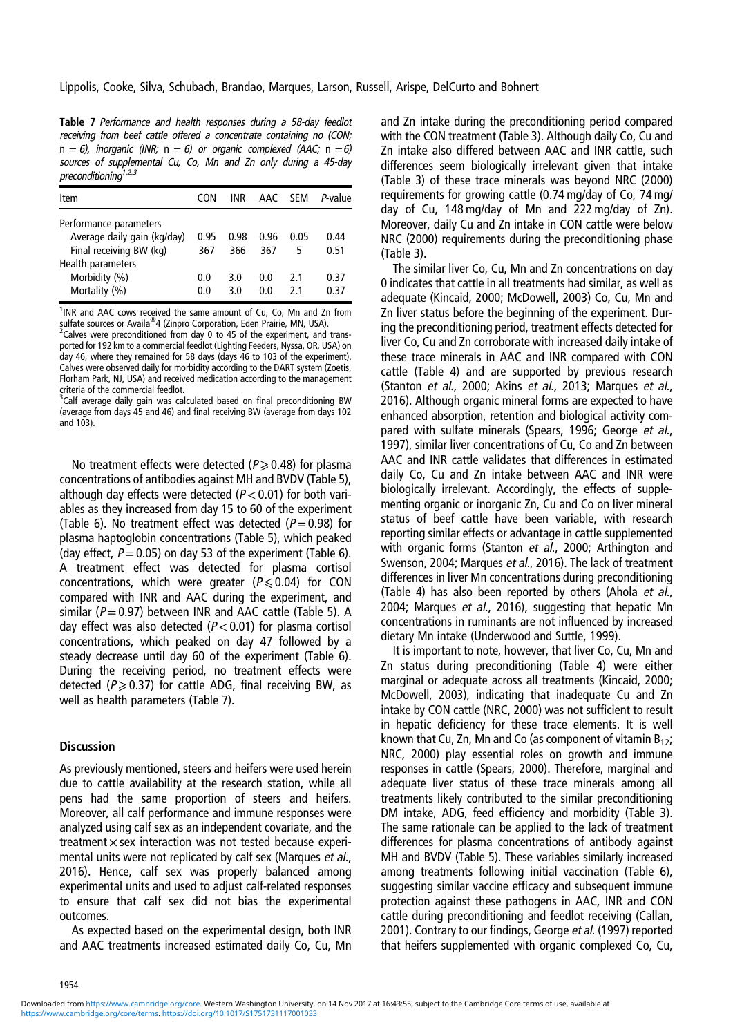**Table 7** *Performance and health responses during a 58-day feedlot receiving from beef cattle offered a concentrate containing no (CON; n = 6), inorganic (INR; n = 6) or organic complexed (AAC; n = 6) sources of supplemental Cu, Co, Mn and Zn only during a 45-day preconditioning*[1,2,3]

| Item | CON | INR | AAC | SEM | *P*-value |
|---|---|---|---|---|---|
| Performance parameters | | | | | |
| Average daily gain (kg/day) | 0.95 | 0.98 | 0.96 | 0.05 | 0.44 |
| Final receiving BW (kg) | 367 | 366 | 367 | 5 | 0.51 |
| Health parameters | | | | | |
| Morbidity (%) | 0.0 | 3.0 | 0.0 | 2.1 | 0.37 |
| Mortality (%) | 0.0 | 3.0 | 0.0 | 2.1 | 0.37 |

[1]INR and AAC cows received the same amount of Cu, Co, Mn and Zn from sulfate sources or Availa®4 (Zinpro Corporation, Eden Prairie, MN, USA).
[2]Calves were preconditioned from day 0 to 45 of the experiment, and transported for 192 km to a commercial feedlot (Lighting Feeders, Nyssa, OR, USA) on day 46, where they remained for 58 days (days 46 to 103 of the experiment). Calves were observed daily for morbidity according to the DART system (Zoetis, Florham Park, NJ, USA) and received medication according to the management criteria of the commercial feedlot.
[3]Calf average daily gain was calculated based on final preconditioning BW (average from days 45 and 46) and final receiving BW (average from days 102 and 103).

No treatment effects were detected ($P \geqslant 0.48$) for plasma concentrations of antibodies against MH and BVDV (Table 5), although day effects were detected ($P < 0.01$) for both variables as they increased from day 15 to 60 of the experiment (Table 6). No treatment effect was detected ($P = 0.98$) for plasma haptoglobin concentrations (Table 5), which peaked (day effect, $P = 0.05$) on day 53 of the experiment (Table 6). A treatment effect was detected for plasma cortisol concentrations, which were greater ($P \leqslant 0.04$) for CON compared with INR and AAC during the experiment, and similar ($P = 0.97$) between INR and AAC cattle (Table 5). A day effect was also detected ($P < 0.01$) for plasma cortisol concentrations, which peaked on day 47 followed by a steady decrease until day 60 of the experiment (Table 6). During the receiving period, no treatment effects were detected ($P \geqslant 0.37$) for cattle ADG, final receiving BW, as well as health parameters (Table 7).

## Discussion

As previously mentioned, steers and heifers were used herein due to cattle availability at the research station, while all pens had the same proportion of steers and heifers. Moreover, all calf performance and immune responses were analyzed using calf sex as an independent covariate, and the treatment × sex interaction was not tested because experimental units were not replicated by calf sex (Marques *et al.*, 2016). Hence, calf sex was properly balanced among experimental units and used to adjust calf-related responses to ensure that calf sex did not bias the experimental outcomes.

As expected based on the experimental design, both INR and AAC treatments increased estimated daily Co, Cu, Mn and Zn intake during the preconditioning period compared with the CON treatment (Table 3). Although daily Co, Cu and Zn intake also differed between AAC and INR cattle, such differences seem biologically irrelevant given that intake (Table 3) of these trace minerals was beyond NRC (2000) requirements for growing cattle (0.74 mg/day of Co, 74 mg/day of Cu, 148 mg/day of Mn and 222 mg/day of Zn). Moreover, daily Cu and Zn intake in CON cattle were below NRC (2000) requirements during the preconditioning phase (Table 3).

The similar liver Co, Cu, Mn and Zn concentrations on day 0 indicates that cattle in all treatments had similar, as well as adequate (Kincaid, 2000; McDowell, 2003) Co, Cu, Mn and Zn liver status before the beginning of the experiment. During the preconditioning period, treatment effects detected for liver Co, Cu and Zn corroborate with increased daily intake of these trace minerals in AAC and INR compared with CON cattle (Table 4) and are supported by previous research (Stanton *et al.*, 2000; Akins *et al.*, 2013; Marques *et al.*, 2016). Although organic mineral forms are expected to have enhanced absorption, retention and biological activity compared with sulfate minerals (Spears, 1996; George *et al.*, 1997), similar liver concentrations of Cu, Co and Zn between AAC and INR cattle validates that differences in estimated daily Co, Cu and Zn intake between AAC and INR were biologically irrelevant. Accordingly, the effects of supplementing organic or inorganic Zn, Cu and Co on liver mineral status of beef cattle have been variable, with research reporting similar effects or advantage in cattle supplemented with organic forms (Stanton *et al.*, 2000; Arthington and Swenson, 2004; Marques *et al.*, 2016). The lack of treatment differences in liver Mn concentrations during preconditioning (Table 4) has also been reported by others (Ahola *et al.*, 2004; Marques *et al.*, 2016), suggesting that hepatic Mn concentrations in ruminants are not influenced by increased dietary Mn intake (Underwood and Suttle, 1999).

It is important to note, however, that liver Co, Cu, Mn and Zn status during preconditioning (Table 4) were either marginal or adequate across all treatments (Kincaid, 2000; McDowell, 2003), indicating that inadequate Cu and Zn intake by CON cattle (NRC, 2000) was not sufficient to result in hepatic deficiency for these trace elements. It is well known that Cu, Zn, Mn and Co (as component of vitamin $B_{12}$; NRC, 2000) play essential roles on growth and immune responses in cattle (Spears, 2000). Therefore, marginal and adequate liver status of these trace minerals among all treatments likely contributed to the similar preconditioning DM intake, ADG, feed efficiency and morbidity (Table 3). The same rationale can be applied to the lack of treatment differences for plasma concentrations of antibody against MH and BVDV (Table 5). These variables similarly increased among treatments following initial vaccination (Table 6), suggesting similar vaccine efficacy and subsequent immune protection against these pathogens in AAC, INR and CON cattle during preconditioning and feedlot receiving (Callan, 2001). Contrary to our findings, George *et al.* (1997) reported that heifers supplemented with organic complexed Co, Cu,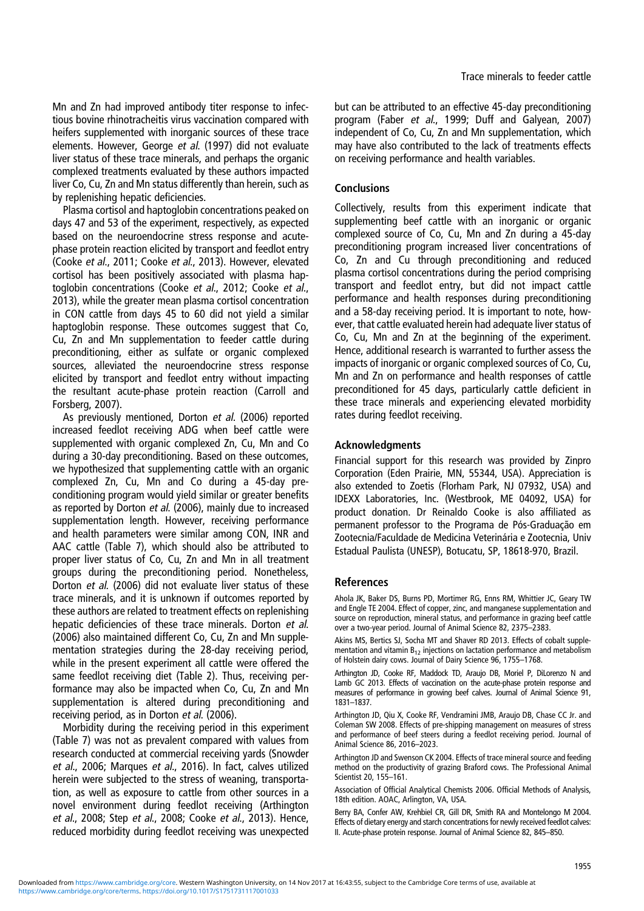Mn and Zn had improved antibody titer response to infectious bovine rhinotracheitis virus vaccination compared with heifers supplemented with inorganic sources of these trace elements. However, George *et al.* (1997) did not evaluate liver status of these trace minerals, and perhaps the organic complexed treatments evaluated by these authors impacted liver Co, Cu, Zn and Mn status differently than herein, such as by replenishing hepatic deficiencies.

Plasma cortisol and haptoglobin concentrations peaked on days 47 and 53 of the experiment, respectively, as expected based on the neuroendocrine stress response and acute-phase protein reaction elicited by transport and feedlot entry (Cooke *et al.*, 2011; Cooke *et al.*, 2013). However, elevated cortisol has been positively associated with plasma haptoglobin concentrations (Cooke *et al.*, 2012; Cooke *et al.*, 2013), while the greater mean plasma cortisol concentration in CON cattle from days 45 to 60 did not yield a similar haptoglobin response. These outcomes suggest that Co, Cu, Zn and Mn supplementation to feeder cattle during preconditioning, either as sulfate or organic complexed sources, alleviated the neuroendocrine stress response elicited by transport and feedlot entry without impacting the resultant acute-phase protein reaction (Carroll and Forsberg, 2007).

As previously mentioned, Dorton *et al.* (2006) reported increased feedlot receiving ADG when beef cattle were supplemented with organic complexed Zn, Cu, Mn and Co during a 30-day preconditioning. Based on these outcomes, we hypothesized that supplementing cattle with an organic complexed Zn, Cu, Mn and Co during a 45-day preconditioning program would yield similar or greater benefits as reported by Dorton *et al.* (2006), mainly due to increased supplementation length. However, receiving performance and health parameters were similar among CON, INR and AAC cattle (Table 7), which should also be attributed to proper liver status of Co, Cu, Zn and Mn in all treatment groups during the preconditioning period. Nonetheless, Dorton *et al.* (2006) did not evaluate liver status of these trace minerals, and it is unknown if outcomes reported by these authors are related to treatment effects on replenishing hepatic deficiencies of these trace minerals. Dorton *et al.* (2006) also maintained different Co, Cu, Zn and Mn supplementation strategies during the 28-day receiving period, while in the present experiment all cattle were offered the same feedlot receiving diet (Table 2). Thus, receiving performance may also be impacted when Co, Cu, Zn and Mn supplementation is altered during preconditioning and receiving period, as in Dorton *et al.* (2006).

Morbidity during the receiving period in this experiment (Table 7) was not as prevalent compared with values from research conducted at commercial receiving yards (Snowder *et al.*, 2006; Marques *et al.*, 2016). In fact, calves utilized herein were subjected to the stress of weaning, transportation, as well as exposure to cattle from other sources in a novel environment during feedlot receiving (Arthington *et al.*, 2008; Step *et al.*, 2008; Cooke *et al.*, 2013). Hence, reduced morbidity during feedlot receiving was unexpected but can be attributed to an effective 45-day preconditioning program (Faber *et al.*, 1999; Duff and Galyean, 2007) independent of Co, Cu, Zn and Mn supplementation, which may have also contributed to the lack of treatments effects on receiving performance and health variables.

## Conclusions

Collectively, results from this experiment indicate that supplementing beef cattle with an inorganic or organic complexed source of Co, Cu, Mn and Zn during a 45-day preconditioning program increased liver concentrations of Co, Zn and Cu through preconditioning and reduced plasma cortisol concentrations during the period comprising transport and feedlot entry, but did not impact cattle performance and health responses during preconditioning and a 58-day receiving period. It is important to note, however, that cattle evaluated herein had adequate liver status of Co, Cu, Mn and Zn at the beginning of the experiment. Hence, additional research is warranted to further assess the impacts of inorganic or organic complexed sources of Co, Cu, Mn and Zn on performance and health responses of cattle preconditioned for 45 days, particularly cattle deficient in these trace minerals and experiencing elevated morbidity rates during feedlot receiving.

## Acknowledgments

Financial support for this research was provided by Zinpro Corporation (Eden Prairie, MN, 55344, USA). Appreciation is also extended to Zoetis (Florham Park, NJ 07932, USA) and IDEXX Laboratories, Inc. (Westbrook, ME 04092, USA) for product donation. Dr Reinaldo Cooke is also affiliated as permanent professor to the Programa de Pós-Graduação em Zootecnia/Faculdade de Medicina Veterinária e Zootecnia, Univ Estadual Paulista (UNESP), Botucatu, SP, 18618-970, Brazil.

## References

Ahola JK, Baker DS, Burns PD, Mortimer RG, Enns RM, Whittier JC, Geary TW and Engle TE 2004. Effect of copper, zinc, and manganese supplementation and source on reproduction, mineral status, and performance in grazing beef cattle over a two-year period. Journal of Animal Science 82, 2375–2383.

Akins MS, Bertics SJ, Socha MT and Shaver RD 2013. Effects of cobalt supplementation and vitamin $B_{12}$ injections on lactation performance and metabolism of Holstein dairy cows. Journal of Dairy Science 96, 1755–1768.

Arthington JD, Cooke RF, Maddock TD, Araujo DB, Moriel P, DiLorenzo N and Lamb GC 2013. Effects of vaccination on the acute-phase protein response and measures of performance in growing beef calves. Journal of Animal Science 91, 1831–1837.

Arthington JD, Qiu X, Cooke RF, Vendramini JMB, Araujo DB, Chase CC Jr. and Coleman SW 2008. Effects of pre-shipping management on measures of stress and performance of beef steers during a feedlot receiving period. Journal of Animal Science 86, 2016–2023.

Arthington JD and Swenson CK 2004. Effects of trace mineral source and feeding method on the productivity of grazing Braford cows. The Professional Animal Scientist 20, 155–161.

Association of Official Analytical Chemists 2006. Official Methods of Analysis, 18th edition. AOAC, Arlington, VA, USA.

Berry BA, Confer AW, Krehbiel CR, Gill DR, Smith RA and Montelongo M 2004. Effects of dietary energy and starch concentrations for newly received feedlot calves: II. Acute-phase protein response. Journal of Animal Science 82, 845–850.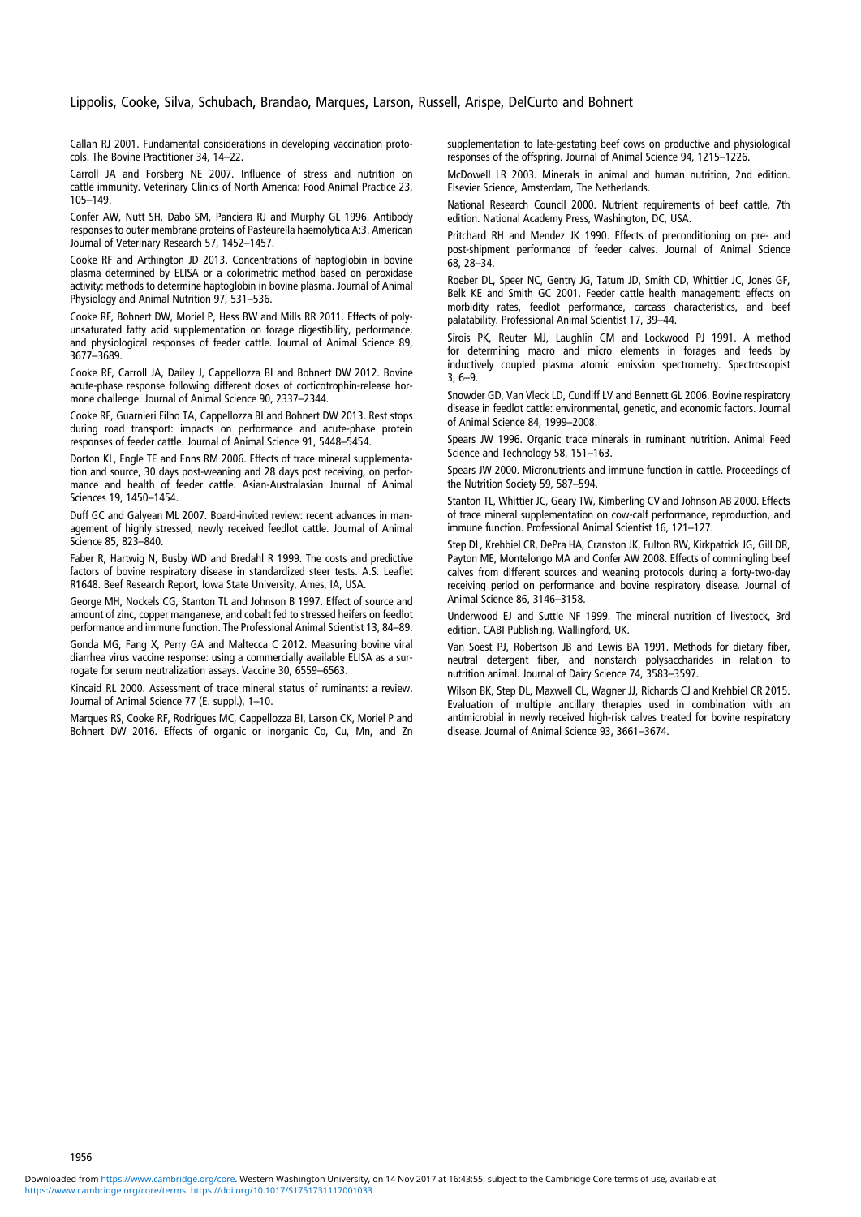Callan RJ 2001. Fundamental considerations in developing vaccination protocols. The Bovine Practitioner 34, 14–22.

Carroll JA and Forsberg NE 2007. Influence of stress and nutrition on cattle immunity. Veterinary Clinics of North America: Food Animal Practice 23, 105–149.

Confer AW, Nutt SH, Dabo SM, Panciera RJ and Murphy GL 1996. Antibody responses to outer membrane proteins of Pasteurella haemolytica A:3. American Journal of Veterinary Research 57, 1452–1457.

Cooke RF and Arthington JD 2013. Concentrations of haptoglobin in bovine plasma determined by ELISA or a colorimetric method based on peroxidase activity: methods to determine haptoglobin in bovine plasma. Journal of Animal Physiology and Animal Nutrition 97, 531–536.

Cooke RF, Bohnert DW, Moriel P, Hess BW and Mills RR 2011. Effects of polyunsaturated fatty acid supplementation on forage digestibility, performance, and physiological responses of feeder cattle. Journal of Animal Science 89, 3677–3689.

Cooke RF, Carroll JA, Dailey J, Cappellozza BI and Bohnert DW 2012. Bovine acute-phase response following different doses of corticotrophin-release hormone challenge. Journal of Animal Science 90, 2337–2344.

Cooke RF, Guarnieri Filho TA, Cappellozza BI and Bohnert DW 2013. Rest stops during road transport: impacts on performance and acute-phase protein responses of feeder cattle. Journal of Animal Science 91, 5448–5454.

Dorton KL, Engle TE and Enns RM 2006. Effects of trace mineral supplementation and source, 30 days post-weaning and 28 days post receiving, on performance and health of feeder cattle. Asian-Australasian Journal of Animal Sciences 19, 1450–1454.

Duff GC and Galyean ML 2007. Board-invited review: recent advances in management of highly stressed, newly received feedlot cattle. Journal of Animal Science 85, 823–840.

Faber R, Hartwig N, Busby WD and Bredahl R 1999. The costs and predictive factors of bovine respiratory disease in standardized steer tests. A.S. Leaflet R1648. Beef Research Report, Iowa State University, Ames, IA, USA.

George MH, Nockels CG, Stanton TL and Johnson B 1997. Effect of source and amount of zinc, copper manganese, and cobalt fed to stressed heifers on feedlot performance and immune function. The Professional Animal Scientist 13, 84–89.

Gonda MG, Fang X, Perry GA and Maltecca C 2012. Measuring bovine viral diarrhea virus vaccine response: using a commercially available ELISA as a surrogate for serum neutralization assays. Vaccine 30, 6559–6563.

Kincaid RL 2000. Assessment of trace mineral status of ruminants: a review. Journal of Animal Science 77 (E. suppl.), 1–10.

Marques RS, Cooke RF, Rodrigues MC, Cappellozza BI, Larson CK, Moriel P and Bohnert DW 2016. Effects of organic or inorganic Co, Cu, Mn, and Zn supplementation to late-gestating beef cows on productive and physiological responses of the offspring. Journal of Animal Science 94, 1215–1226.

McDowell LR 2003. Minerals in animal and human nutrition, 2nd edition. Elsevier Science, Amsterdam, The Netherlands.

National Research Council 2000. Nutrient requirements of beef cattle, 7th edition. National Academy Press, Washington, DC, USA.

Pritchard RH and Mendez JK 1990. Effects of preconditioning on pre- and post-shipment performance of feeder calves. Journal of Animal Science 68, 28–34.

Roeber DL, Speer NC, Gentry JG, Tatum JD, Smith CD, Whittier JC, Jones GF, Belk KE and Smith GC 2001. Feeder cattle health management: effects on morbidity rates, feedlot performance, carcass characteristics, and beef palatability. Professional Animal Scientist 17, 39–44.

Sirois PK, Reuter MJ, Laughlin CM and Lockwood PJ 1991. A method for determining macro and micro elements in forages and feeds by inductively coupled plasma atomic emission spectrometry. Spectroscopist 3, 6–9.

Snowder GD, Van Vleck LD, Cundiff LV and Bennett GL 2006. Bovine respiratory disease in feedlot cattle: environmental, genetic, and economic factors. Journal of Animal Science 84, 1999–2008.

Spears JW 1996. Organic trace minerals in ruminant nutrition. Animal Feed Science and Technology 58, 151–163.

Spears JW 2000. Micronutrients and immune function in cattle. Proceedings of the Nutrition Society 59, 587–594.

Stanton TL, Whittier JC, Geary TW, Kimberling CV and Johnson AB 2000. Effects of trace mineral supplementation on cow-calf performance, reproduction, and immune function. Professional Animal Scientist 16, 121–127.

Step DL, Krehbiel CR, DePra HA, Cranston JK, Fulton RW, Kirkpatrick JG, Gill DR, Payton ME, Montelongo MA and Confer AW 2008. Effects of commingling beef calves from different sources and weaning protocols during a forty-two-day receiving period on performance and bovine respiratory disease. Journal of Animal Science 86, 3146–3158.

Underwood EJ and Suttle NF 1999. The mineral nutrition of livestock, 3rd edition. CABI Publishing, Wallingford, UK.

Van Soest PJ, Robertson JB and Lewis BA 1991. Methods for dietary fiber, neutral detergent fiber, and nonstarch polysaccharides in relation to nutrition animal. Journal of Dairy Science 74, 3583–3597.

Wilson BK, Step DL, Maxwell CL, Wagner JJ, Richards CJ and Krehbiel CR 2015. Evaluation of multiple ancillary therapies used in combination with an antimicrobial in newly received high-risk calves treated for bovine respiratory disease. Journal of Animal Science 93, 3661–3674.